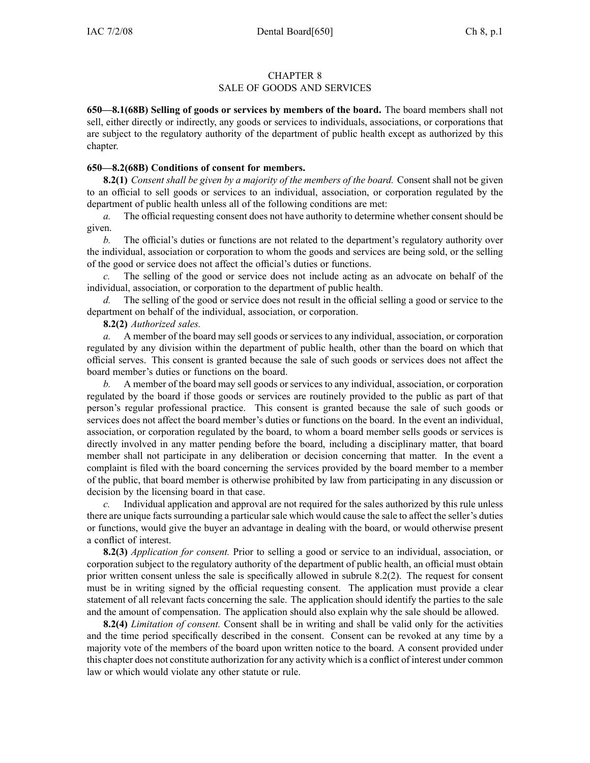# CHAPTER 8
## SALE OF GOODS AND SERVICES

**650—8.1(68B) Selling of goods or services by members of the board.** The board members shall not sell, either directly or indirectly, any goods or services to individuals, associations, or corporations that are subject to the regulatory authority of the department of public health except as authorized by this chapter.

**650—8.2(68B) Conditions of consent for members.**

**8.2(1)** *Consent shall be given by a majority of the members of the board.* Consent shall not be given to an official to sell goods or services to an individual, association, or corporation regulated by the department of public health unless all of the following conditions are met:

*a.* The official requesting consent does not have authority to determine whether consent should be given.

*b.* The official's duties or functions are not related to the department's regulatory authority over the individual, association or corporation to whom the goods and services are being sold, or the selling of the good or service does not affect the official's duties or functions.

*c.* The selling of the good or service does not include acting as an advocate on behalf of the individual, association, or corporation to the department of public health.

*d.* The selling of the good or service does not result in the official selling a good or service to the department on behalf of the individual, association, or corporation.

**8.2(2)** *Authorized sales.*

*a.* A member of the board may sell goods or services to any individual, association, or corporation regulated by any division within the department of public health, other than the board on which that official serves. This consent is granted because the sale of such goods or services does not affect the board member's duties or functions on the board.

*b.* A member of the board may sell goods or services to any individual, association, or corporation regulated by the board if those goods or services are routinely provided to the public as part of that person's regular professional practice. This consent is granted because the sale of such goods or services does not affect the board member's duties or functions on the board. In the event an individual, association, or corporation regulated by the board, to whom a board member sells goods or services is directly involved in any matter pending before the board, including a disciplinary matter, that board member shall not participate in any deliberation or decision concerning that matter. In the event a complaint is filed with the board concerning the services provided by the board member to a member of the public, that board member is otherwise prohibited by law from participating in any discussion or decision by the licensing board in that case.

*c.* Individual application and approval are not required for the sales authorized by this rule unless there are unique facts surrounding a particular sale which would cause the sale to affect the seller's duties or functions, would give the buyer an advantage in dealing with the board, or would otherwise present a conflict of interest.

**8.2(3)** *Application for consent.* Prior to selling a good or service to an individual, association, or corporation subject to the regulatory authority of the department of public health, an official must obtain prior written consent unless the sale is specifically allowed in subrule 8.2(2). The request for consent must be in writing signed by the official requesting consent. The application must provide a clear statement of all relevant facts concerning the sale. The application should identify the parties to the sale and the amount of compensation. The application should also explain why the sale should be allowed.

**8.2(4)** *Limitation of consent.* Consent shall be in writing and shall be valid only for the activities and the time period specifically described in the consent. Consent can be revoked at any time by a majority vote of the members of the board upon written notice to the board. A consent provided under this chapter does not constitute authorization for any activity which is a conflict of interest under common law or which would violate any other statute or rule.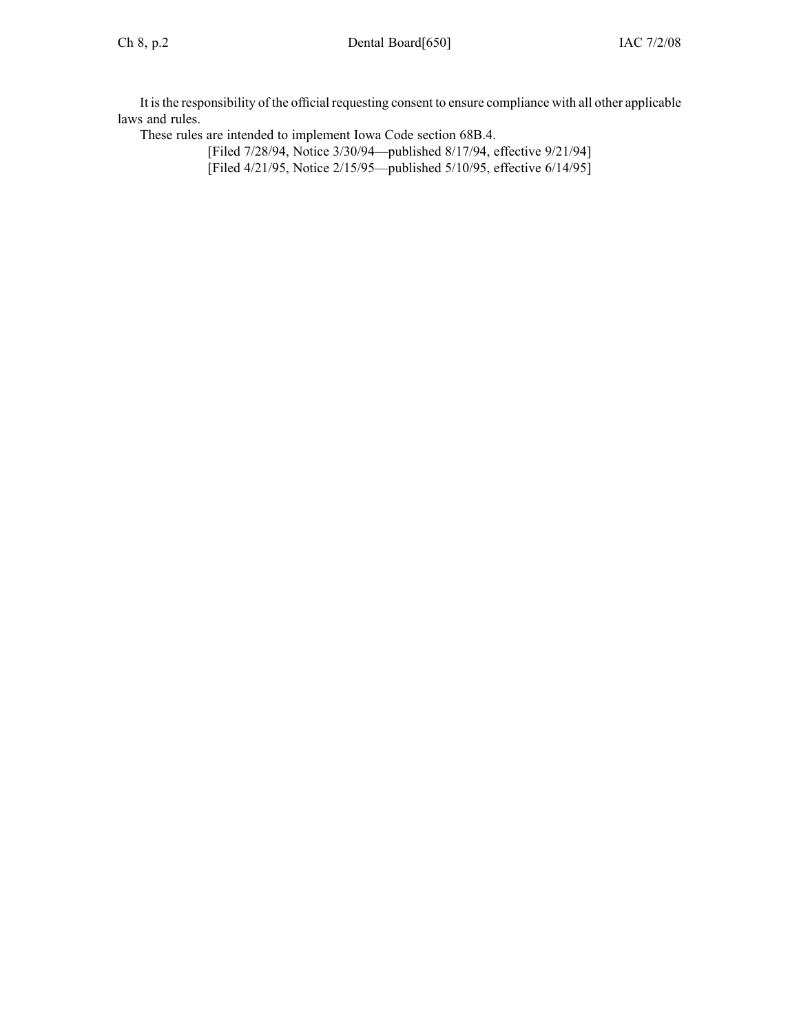It is the responsibility of the official requesting consent to ensure compliance with all other applicable laws and rules.

These rules are intended to implement Iowa Code section 68B.4.

[Filed 7/28/94, Notice 3/30/94—published 8/17/94, effective 9/21/94]

[Filed 4/21/95, Notice 2/15/95—published 5/10/95, effective 6/14/95]